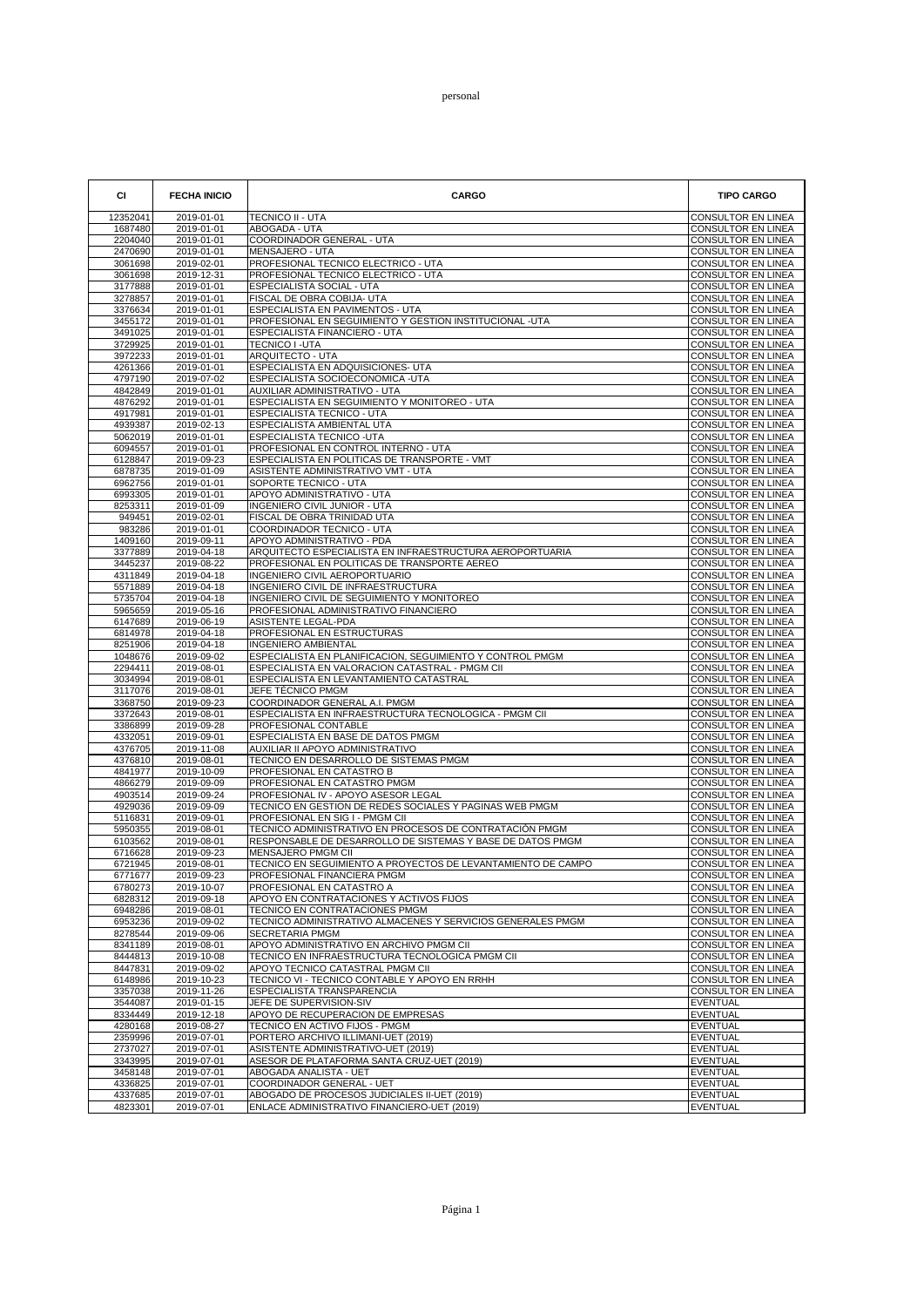personal

| CI | FECHA INICIO | CARGO | TIPO CARGO |
|---|---|---|---|
| 12352041 | 2019-01-01 | TECNICO II - UTA | CONSULTOR EN LINEA |
| 1687480 | 2019-01-01 | ABOGADA - UTA | CONSULTOR EN LINEA |
| 2204040 | 2019-01-01 | COORDINADOR GENERAL - UTA | CONSULTOR EN LINEA |
| 2470690 | 2019-01-01 | MENSAJERO - UTA | CONSULTOR EN LINEA |
| 3061698 | 2019-02-01 | PROFESIONAL TECNICO ELECTRICO - UTA | CONSULTOR EN LINEA |
| 3061698 | 2019-12-31 | PROFESIONAL TECNICO ELECTRICO - UTA | CONSULTOR EN LINEA |
| 3177888 | 2019-01-01 | ESPECIALISTA SOCIAL - UTA | CONSULTOR EN LINEA |
| 3278857 | 2019-01-01 | FISCAL DE OBRA COBIJA- UTA | CONSULTOR EN LINEA |
| 3376634 | 2019-01-01 | ESPECIALISTA EN PAVIMENTOS - UTA | CONSULTOR EN LINEA |
| 3455172 | 2019-01-01 | PROFESIONAL EN SEGUIMIENTO Y GESTION INSTITUCIONAL -UTA | CONSULTOR EN LINEA |
| 3491025 | 2019-01-01 | ESPECIALISTA FINANCIERO - UTA | CONSULTOR EN LINEA |
| 3729925 | 2019-01-01 | TECNICO I -UTA | CONSULTOR EN LINEA |
| 3972233 | 2019-01-01 | ARQUITECTO - UTA | CONSULTOR EN LINEA |
| 4261366 | 2019-01-01 | ESPECIALISTA EN ADQUISICIONES- UTA | CONSULTOR EN LINEA |
| 4797190 | 2019-07-02 | ESPECIALISTA SOCIOECONOMICA -UTA | CONSULTOR EN LINEA |
| 4842849 | 2019-01-01 | AUXILIAR ADMINISTRATIVO - UTA | CONSULTOR EN LINEA |
| 4876292 | 2019-01-01 | ESPECIALISTA EN SEGUIMIENTO Y MONITOREO - UTA | CONSULTOR EN LINEA |
| 4917981 | 2019-01-01 | ESPECIALISTA TECNICO - UTA | CONSULTOR EN LINEA |
| 4939387 | 2019-02-13 | ESPECIALISTA AMBIENTAL UTA | CONSULTOR EN LINEA |
| 5062019 | 2019-01-01 | ESPECIALISTA TECNICO -UTA | CONSULTOR EN LINEA |
| 6094557 | 2019-01-01 | PROFESIONAL EN CONTROL INTERNO - UTA | CONSULTOR EN LINEA |
| 6128847 | 2019-09-23 | ESPECIALISTA EN POLITICAS DE TRANSPORTE - VMT | CONSULTOR EN LINEA |
| 6878735 | 2019-01-09 | ASISTENTE ADMINISTRATIVO VMT - UTA | CONSULTOR EN LINEA |
| 6962756 | 2019-01-01 | SOPORTE TECNICO - UTA | CONSULTOR EN LINEA |
| 6993305 | 2019-01-01 | APOYO ADMINISTRATIVO - UTA | CONSULTOR EN LINEA |
| 8253311 | 2019-01-09 | INGENIERO CIVIL JUNIOR - UTA | CONSULTOR EN LINEA |
| 949451 | 2019-02-01 | FISCAL DE OBRA TRINIDAD UTA | CONSULTOR EN LINEA |
| 983286 | 2019-01-01 | COORDINADOR TECNICO - UTA | CONSULTOR EN LINEA |
| 1409160 | 2019-09-11 | APOYO ADMINISTRATIVO - PDA | CONSULTOR EN LINEA |
| 3377889 | 2019-04-18 | ARQUITECTO ESPECIALISTA EN INFRAESTRUCTURA AEROPORTUARIA | CONSULTOR EN LINEA |
| 3445237 | 2019-08-22 | PROFESIONAL EN POLITICAS DE TRANSPORTE AEREO | CONSULTOR EN LINEA |
| 4311849 | 2019-04-18 | INGENIERO CIVIL AEROPORTUARIO | CONSULTOR EN LINEA |
| 5571889 | 2019-04-18 | INGENIERO CIVIL DE INFRAESTRUCTURA | CONSULTOR EN LINEA |
| 5735704 | 2019-04-18 | INGENIERO CIVIL DE SEGUIMIENTO Y MONITOREO | CONSULTOR EN LINEA |
| 5965659 | 2019-05-16 | PROFESIONAL ADMINISTRATIVO FINANCIERO | CONSULTOR EN LINEA |
| 6147689 | 2019-06-19 | ASISTENTE LEGAL-PDA | CONSULTOR EN LINEA |
| 6814978 | 2019-04-18 | PROFESIONAL EN ESTRUCTURAS | CONSULTOR EN LINEA |
| 8251906 | 2019-04-18 | INGENIERO AMBIENTAL | CONSULTOR EN LINEA |
| 1048676 | 2019-09-02 | ESPECIALISTA EN PLANIFICACION, SEGUIMIENTO Y CONTROL PMGM | CONSULTOR EN LINEA |
| 2294411 | 2019-08-01 | ESPECIALISTA EN VALORACION CATASTRAL - PMGM CII | CONSULTOR EN LINEA |
| 3034994 | 2019-08-01 | ESPECIALISTA EN LEVANTAMIENTO CATASTRAL | CONSULTOR EN LINEA |
| 3117076 | 2019-08-01 | JEFE TÉCNICO PMGM | CONSULTOR EN LINEA |
| 3368750 | 2019-09-23 | COORDINADOR GENERAL A.I. PMGM | CONSULTOR EN LINEA |
| 3372643 | 2019-08-01 | ESPECIALISTA EN INFRAESTRUCTURA TECNOLOGICA - PMGM CII | CONSULTOR EN LINEA |
| 3386899 | 2019-09-28 | PROFESIONAL CONTABLE | CONSULTOR EN LINEA |
| 4332051 | 2019-09-01 | ESPECIALISTA EN BASE DE DATOS PMGM | CONSULTOR EN LINEA |
| 4376705 | 2019-11-08 | AUXILIAR II APOYO ADMINISTRATIVO | CONSULTOR EN LINEA |
| 4376810 | 2019-08-01 | TECNICO EN DESARROLLO DE SISTEMAS PMGM | CONSULTOR EN LINEA |
| 4841977 | 2019-10-09 | PROFESIONAL EN CATASTRO B | CONSULTOR EN LINEA |
| 4866279 | 2019-09-09 | PROFESIONAL EN CATASTRO PMGM | CONSULTOR EN LINEA |
| 4903514 | 2019-09-24 | PROFESIONAL IV - APOYO ASESOR LEGAL | CONSULTOR EN LINEA |
| 4929036 | 2019-09-09 | TECNICO EN GESTION DE REDES SOCIALES Y PAGINAS WEB PMGM | CONSULTOR EN LINEA |
| 5116831 | 2019-09-01 | PROFESIONAL EN SIG I - PMGM CII | CONSULTOR EN LINEA |
| 5950355 | 2019-08-01 | TECNICO ADMINISTRATIVO EN PROCESOS DE CONTRATACIÓN PMGM | CONSULTOR EN LINEA |
| 6103562 | 2019-08-01 | RESPONSABLE DE DESARROLLO DE SISTEMAS Y BASE DE DATOS PMGM | CONSULTOR EN LINEA |
| 6716628 | 2019-09-23 | MENSAJERO PMGM CII | CONSULTOR EN LINEA |
| 6721945 | 2019-08-01 | TECNICO EN SEGUIMIENTO A PROYECTOS DE LEVANTAMIENTO DE CAMPO | CONSULTOR EN LINEA |
| 6771677 | 2019-09-23 | PROFESIONAL FINANCIERA PMGM | CONSULTOR EN LINEA |
| 6780273 | 2019-10-07 | PROFESIONAL EN CATASTRO A | CONSULTOR EN LINEA |
| 6828312 | 2019-09-18 | APOYO EN CONTRATACIONES Y ACTIVOS FIJOS | CONSULTOR EN LINEA |
| 6948286 | 2019-08-01 | TECNICO EN CONTRATACIONES PMGM | CONSULTOR EN LINEA |
| 6953236 | 2019-09-02 | TECNICO ADMINISTRATIVO ALMACENES Y SERVICIOS GENERALES PMGM | CONSULTOR EN LINEA |
| 8278544 | 2019-09-06 | SECRETARIA PMGM | CONSULTOR EN LINEA |
| 8341189 | 2019-08-01 | APOYO ADMINISTRATIVO EN ARCHIVO PMGM CII | CONSULTOR EN LINEA |
| 8444813 | 2019-10-08 | TECNICO EN INFRAESTRUCTURA TECNOLOGICA PMGM CII | CONSULTOR EN LINEA |
| 8447831 | 2019-09-02 | APOYO TECNICO CATASTRAL PMGM CII | CONSULTOR EN LINEA |
| 6148986 | 2019-10-23 | TECNICO VI - TECNICO CONTABLE Y APOYO EN RRHH | CONSULTOR EN LINEA |
| 3357038 | 2019-11-26 | ESPECIALISTA TRANSPARENCIA | CONSULTOR EN LINEA |
| 3544087 | 2019-01-15 | JEFE DE SUPERVISION-SIV | EVENTUAL |
| 8334449 | 2019-12-18 | APOYO DE RECUPERACION DE EMPRESAS | EVENTUAL |
| 4280168 | 2019-08-27 | TECNICO EN ACTIVO FIJOS - PMGM | EVENTUAL |
| 2359996 | 2019-07-01 | PORTERO ARCHIVO ILLIMANI-UET (2019) | EVENTUAL |
| 2737027 | 2019-07-01 | ASISTENTE ADMINISTRATIVO-UET (2019) | EVENTUAL |
| 3343995 | 2019-07-01 | ASESOR DE PLATAFORMA SANTA CRUZ-UET (2019) | EVENTUAL |
| 3458148 | 2019-07-01 | ABOGADA ANALISTA - UET | EVENTUAL |
| 4336825 | 2019-07-01 | COORDINADOR GENERAL - UET | EVENTUAL |
| 4337685 | 2019-07-01 | ABOGADO DE PROCESOS JUDICIALES II-UET (2019) | EVENTUAL |
| 4823301 | 2019-07-01 | ENLACE ADMINISTRATIVO FINANCIERO-UET (2019) | EVENTUAL |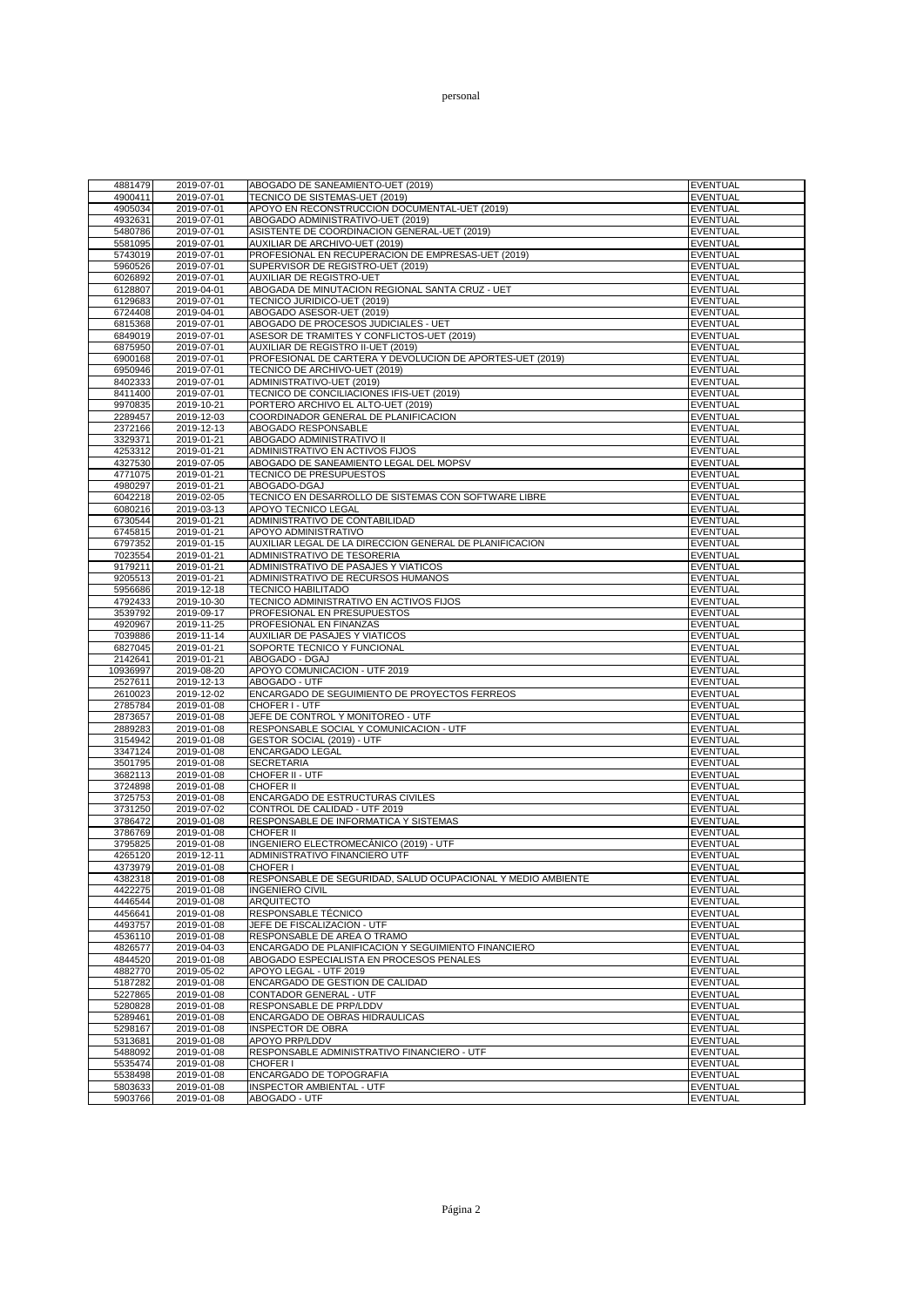| 4881479 | 2019-07-01 | ABOGADO DE SANEAMIENTO-UET (2019) | EVENTUAL |
|---|---|---|---|
| 4900411 | 2019-07-01 | TECNICO DE SISTEMAS-UET (2019) | EVENTUAL |
| 4905034 | 2019-07-01 | APOYO EN RECONSTRUCCION DOCUMENTAL-UET (2019) | EVENTUAL |
| 4932631 | 2019-07-01 | ABOGADO ADMINISTRATIVO-UET (2019) | EVENTUAL |
| 5480786 | 2019-07-01 | ASISTENTE DE COORDINACION GENERAL-UET (2019) | EVENTUAL |
| 5581095 | 2019-07-01 | AUXILIAR DE ARCHIVO-UET (2019) | EVENTUAL |
| 5743019 | 2019-07-01 | PROFESIONAL EN RECUPERACION DE EMPRESAS-UET (2019) | EVENTUAL |
| 5960526 | 2019-07-01 | SUPERVISOR DE REGISTRO-UET (2019) | EVENTUAL |
| 6026892 | 2019-07-01 | AUXILIAR DE REGISTRO-UET | EVENTUAL |
| 6128807 | 2019-04-01 | ABOGADA DE MINUTACION REGIONAL SANTA CRUZ - UET | EVENTUAL |
| 6129683 | 2019-07-01 | TECNICO JURIDICO-UET (2019) | EVENTUAL |
| 6724408 | 2019-04-01 | ABOGADO ASESOR-UET (2019) | EVENTUAL |
| 6815368 | 2019-07-01 | ABOGADO DE PROCESOS JUDICIALES - UET | EVENTUAL |
| 6849019 | 2019-07-01 | ASESOR DE TRAMITES Y CONFLICTOS-UET (2019) | EVENTUAL |
| 6875950 | 2019-07-01 | AUXILIAR DE REGISTRO II-UET (2019) | EVENTUAL |
| 6900168 | 2019-07-01 | PROFESIONAL DE CARTERA Y DEVOLUCION DE APORTES-UET (2019) | EVENTUAL |
| 6950946 | 2019-07-01 | TECNICO DE ARCHIVO-UET (2019) | EVENTUAL |
| 8402333 | 2019-07-01 | ADMINISTRATIVO-UET (2019) | EVENTUAL |
| 8411400 | 2019-07-01 | TECNICO DE CONCILIACIONES IFIS-UET (2019) | EVENTUAL |
| 9970835 | 2019-10-21 | PORTERO ARCHIVO EL ALTO-UET (2019) | EVENTUAL |
| 2289457 | 2019-12-03 | COORDINADOR GENERAL DE PLANIFICACION | EVENTUAL |
| 2372166 | 2019-12-13 | ABOGADO RESPONSABLE | EVENTUAL |
| 3329371 | 2019-01-21 | ABOGADO ADMINISTRATIVO II | EVENTUAL |
| 4253312 | 2019-01-21 | ADMINISTRATIVO EN ACTIVOS FIJOS | EVENTUAL |
| 4327530 | 2019-07-05 | ABOGADO DE SANEAMIENTO LEGAL DEL MOPSV | EVENTUAL |
| 4771075 | 2019-01-21 | TECNICO DE PRESUPUESTOS | EVENTUAL |
| 4980297 | 2019-01-21 | ABOGADO-DGAJ | EVENTUAL |
| 6042218 | 2019-02-05 | TECNICO EN DESARROLLO DE SISTEMAS CON SOFTWARE LIBRE | EVENTUAL |
| 6080216 | 2019-03-13 | APOYO TECNICO LEGAL | EVENTUAL |
| 6730544 | 2019-01-21 | ADMINISTRATIVO DE CONTABILIDAD | EVENTUAL |
| 6745815 | 2019-01-21 | APOYO ADMINISTRATIVO | EVENTUAL |
| 6797352 | 2019-01-15 | AUXILIAR LEGAL DE LA DIRECCION GENERAL DE PLANIFICACION | EVENTUAL |
| 7023554 | 2019-01-21 | ADMINISTRATIVO DE TESORERIA | EVENTUAL |
| 9179211 | 2019-01-21 | ADMINISTRATIVO DE PASAJES Y VIATICOS | EVENTUAL |
| 9205513 | 2019-01-21 | ADMINISTRATIVO DE RECURSOS HUMANOS | EVENTUAL |
| 5956686 | 2019-12-18 | TECNICO HABILITADO | EVENTUAL |
| 4792433 | 2019-10-30 | TECNICO ADMINISTRATIVO EN ACTIVOS FIJOS | EVENTUAL |
| 3539792 | 2019-09-17 | PROFESIONAL EN PRESUPUESTOS | EVENTUAL |
| 4920967 | 2019-11-25 | PROFESIONAL EN FINANZAS | EVENTUAL |
| 7039886 | 2019-11-14 | AUXILIAR DE PASAJES Y VIATICOS | EVENTUAL |
| 6827045 | 2019-01-21 | SOPORTE TECNICO Y FUNCIONAL | EVENTUAL |
| 2142641 | 2019-01-21 | ABOGADO - DGAJ | EVENTUAL |
| 10936997 | 2019-08-20 | APOYO COMUNICACION - UTF 2019 | EVENTUAL |
| 2527611 | 2019-12-13 | ABOGADO - UTF | EVENTUAL |
| 2610023 | 2019-12-02 | ENCARGADO DE SEGUIMIENTO DE PROYECTOS FERREOS | EVENTUAL |
| 2785784 | 2019-01-08 | CHOFER I - UTF | EVENTUAL |
| 2873657 | 2019-01-08 | JEFE DE CONTROL Y MONITOREO - UTF | EVENTUAL |
| 2889283 | 2019-01-08 | RESPONSABLE SOCIAL Y COMUNICACION - UTF | EVENTUAL |
| 3154942 | 2019-01-08 | GESTOR SOCIAL (2019) - UTF | EVENTUAL |
| 3347124 | 2019-01-08 | ENCARGADO LEGAL | EVENTUAL |
| 3501795 | 2019-01-08 | SECRETARIA | EVENTUAL |
| 3682113 | 2019-01-08 | CHOFER II - UTF | EVENTUAL |
| 3724898 | 2019-01-08 | CHOFER II | EVENTUAL |
| 3725753 | 2019-01-08 | ENCARGADO DE ESTRUCTURAS CIVILES | EVENTUAL |
| 3731250 | 2019-07-02 | CONTROL DE CALIDAD - UTF 2019 | EVENTUAL |
| 3786472 | 2019-01-08 | RESPONSABLE DE INFORMATICA Y SISTEMAS | EVENTUAL |
| 3786769 | 2019-01-08 | CHOFER II | EVENTUAL |
| 3795825 | 2019-01-08 | INGENIERO ELECTROMECÁNICO (2019) - UTF | EVENTUAL |
| 4265120 | 2019-12-11 | ADMINISTRATIVO FINANCIERO UTF | EVENTUAL |
| 4373979 | 2019-01-08 | CHOFER I | EVENTUAL |
| 4382318 | 2019-01-08 | RESPONSABLE DE SEGURIDAD, SALUD OCUPACIONAL Y MEDIO AMBIENTE | EVENTUAL |
| 4422275 | 2019-01-08 | INGENIERO CIVIL | EVENTUAL |
| 4446544 | 2019-01-08 | ARQUITECTO | EVENTUAL |
| 4456641 | 2019-01-08 | RESPONSABLE TÉCNICO | EVENTUAL |
| 4493757 | 2019-01-08 | JEFE DE FISCALIZACION - UTF | EVENTUAL |
| 4536110 | 2019-01-08 | RESPONSABLE DE AREA O TRAMO | EVENTUAL |
| 4826577 | 2019-04-03 | ENCARGADO DE PLANIFICACION Y SEGUIMIENTO FINANCIERO | EVENTUAL |
| 4844520 | 2019-01-08 | ABOGADO ESPECIALISTA EN PROCESOS PENALES | EVENTUAL |
| 4882770 | 2019-05-02 | APOYO LEGAL - UTF 2019 | EVENTUAL |
| 5187282 | 2019-01-08 | ENCARGADO DE GESTION DE CALIDAD | EVENTUAL |
| 5227865 | 2019-01-08 | CONTADOR GENERAL - UTF | EVENTUAL |
| 5280828 | 2019-01-08 | RESPONSABLE DE PRP/LDDV | EVENTUAL |
| 5289461 | 2019-01-08 | ENCARGADO DE OBRAS HIDRAULICAS | EVENTUAL |
| 5298167 | 2019-01-08 | INSPECTOR DE OBRA | EVENTUAL |
| 5313681 | 2019-01-08 | APOYO PRP/LDDV | EVENTUAL |
| 5488092 | 2019-01-08 | RESPONSABLE ADMINISTRATIVO FINANCIERO - UTF | EVENTUAL |
| 5535474 | 2019-01-08 | CHOFER I | EVENTUAL |
| 5538498 | 2019-01-08 | ENCARGADO DE TOPOGRAFIA | EVENTUAL |
| 5803633 | 2019-01-08 | INSPECTOR AMBIENTAL - UTF | EVENTUAL |
| 5903766 | 2019-01-08 | ABOGADO - UTF | EVENTUAL |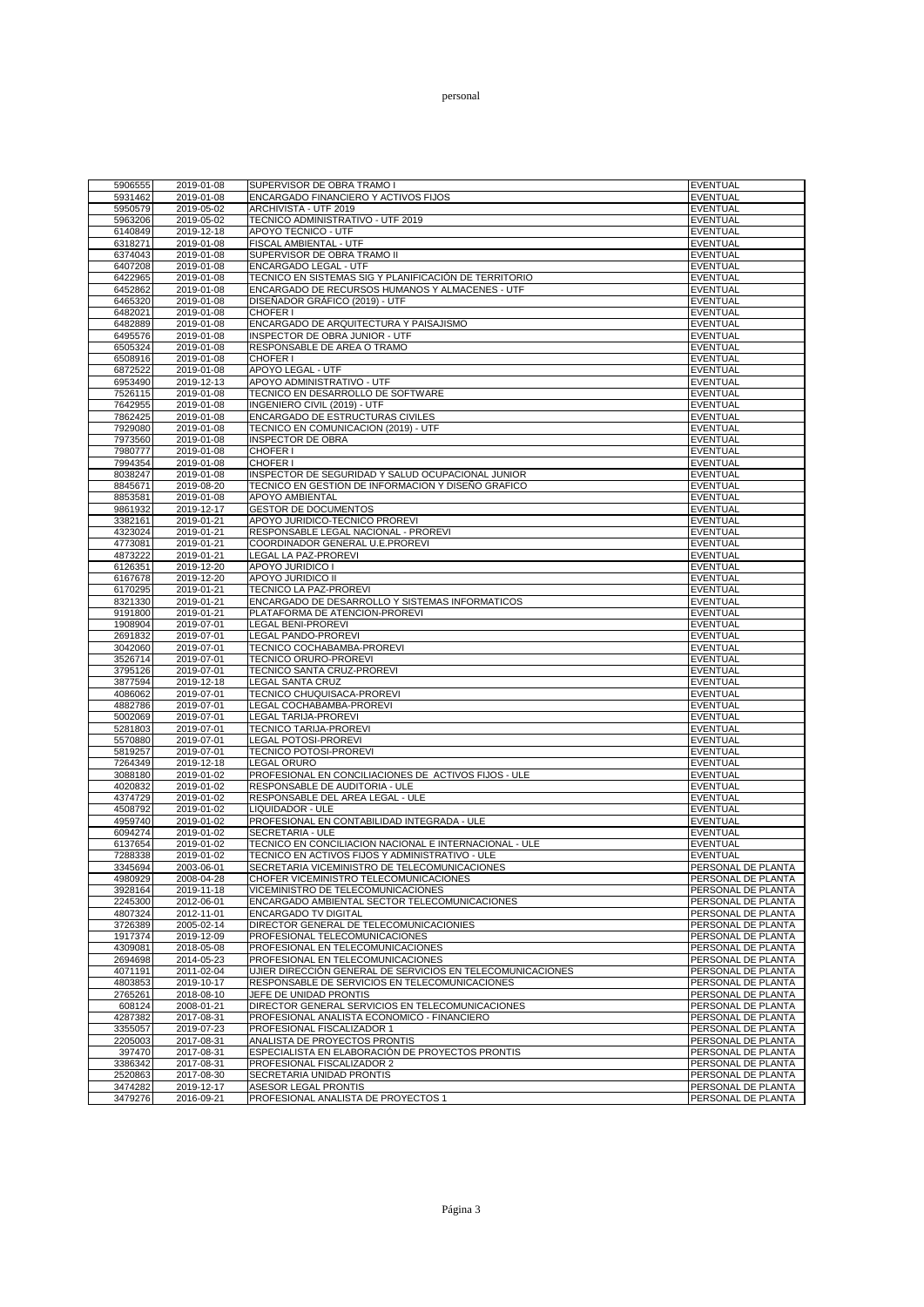| | | | |
|---|---|---|---|
| 5906555 | 2019-01-08 | SUPERVISOR DE OBRA TRAMO I | EVENTUAL |
| 5931462 | 2019-01-08 | ENCARGADO FINANCIERO Y ACTIVOS FIJOS | EVENTUAL |
| 5950579 | 2019-05-02 | ARCHIVISTA - UTF 2019 | EVENTUAL |
| 5963206 | 2019-05-02 | TECNICO ADMINISTRATIVO - UTF 2019 | EVENTUAL |
| 6140849 | 2019-12-18 | APOYO TECNICO - UTF | EVENTUAL |
| 6318271 | 2019-01-08 | FISCAL AMBIENTAL - UTF | EVENTUAL |
| 6374043 | 2019-01-08 | SUPERVISOR DE OBRA TRAMO II | EVENTUAL |
| 6407208 | 2019-01-08 | ENCARGADO LEGAL - UTF | EVENTUAL |
| 6422965 | 2019-01-08 | TECNICO EN SISTEMAS SIG Y PLANIFICACIÓN DE TERRITORIO | EVENTUAL |
| 6452862 | 2019-01-08 | ENCARGADO DE RECURSOS HUMANOS Y ALMACENES - UTF | EVENTUAL |
| 6465320 | 2019-01-08 | DISEÑADOR GRÁFICO (2019) - UTF | EVENTUAL |
| 6482021 | 2019-01-08 | CHOFER I | EVENTUAL |
| 6482889 | 2019-01-08 | ENCARGADO DE ARQUITECTURA Y PAISAJISMO | EVENTUAL |
| 6495576 | 2019-01-08 | INSPECTOR DE OBRA JUNIOR - UTF | EVENTUAL |
| 6505324 | 2019-01-08 | RESPONSABLE DE AREA O TRAMO | EVENTUAL |
| 6508916 | 2019-01-08 | CHOFER I | EVENTUAL |
| 6872522 | 2019-01-08 | APOYO LEGAL - UTF | EVENTUAL |
| 6953490 | 2019-12-13 | APOYO ADMINISTRATIVO - UTF | EVENTUAL |
| 7526115 | 2019-01-08 | TECNICO EN DESARROLLO DE SOFTWARE | EVENTUAL |
| 7642955 | 2019-01-08 | INGENIERO CIVIL (2019) - UTF | EVENTUAL |
| 7862425 | 2019-01-08 | ENCARGADO DE ESTRUCTURAS CIVILES | EVENTUAL |
| 7929080 | 2019-01-08 | TECNICO EN COMUNICACION (2019) - UTF | EVENTUAL |
| 7973560 | 2019-01-08 | INSPECTOR DE OBRA | EVENTUAL |
| 7980777 | 2019-01-08 | CHOFER I | EVENTUAL |
| 7994354 | 2019-01-08 | CHOFER I | EVENTUAL |
| 8038247 | 2019-01-08 | INSPECTOR DE SEGURIDAD Y SALUD OCUPACIONAL JUNIOR | EVENTUAL |
| 8845671 | 2019-08-20 | TECNICO EN GESTION DE INFORMACION Y DISEÑO GRAFICO | EVENTUAL |
| 8853581 | 2019-01-08 | APOYO AMBIENTAL | EVENTUAL |
| 9861932 | 2019-12-17 | GESTOR DE DOCUMENTOS | EVENTUAL |
| 3382161 | 2019-01-21 | APOYO JURIDICO-TECNICO PROREVI | EVENTUAL |
| 4323024 | 2019-01-21 | RESPONSABLE LEGAL NACIONAL - PROREVI | EVENTUAL |
| 4773081 | 2019-01-21 | COORDINADOR GENERAL U.E.PROREVI | EVENTUAL |
| 4873222 | 2019-01-21 | LEGAL LA PAZ-PROREVI | EVENTUAL |
| 6126351 | 2019-12-20 | APOYO JURIDICO I | EVENTUAL |
| 6167678 | 2019-12-20 | APOYO JURIDICO II | EVENTUAL |
| 6170295 | 2019-01-21 | TECNICO LA PAZ-PROREVI | EVENTUAL |
| 8321330 | 2019-01-21 | ENCARGADO DE DESARROLLO Y SISTEMAS INFORMATICOS | EVENTUAL |
| 9191800 | 2019-01-21 | PLATAFORMA DE ATENCION-PROREVI | EVENTUAL |
| 1908904 | 2019-07-01 | LEGAL BENI-PROREVI | EVENTUAL |
| 2691832 | 2019-07-01 | LEGAL PANDO-PROREVI | EVENTUAL |
| 3042060 | 2019-07-01 | TECNICO COCHABAMBA-PROREVI | EVENTUAL |
| 3526714 | 2019-07-01 | TECNICO ORURO-PROREVI | EVENTUAL |
| 3795126 | 2019-07-01 | TECNICO SANTA CRUZ-PROREVI | EVENTUAL |
| 3877594 | 2019-12-18 | LEGAL SANTA CRUZ | EVENTUAL |
| 4086062 | 2019-07-01 | TECNICO CHUQUISACA-PROREVI | EVENTUAL |
| 4882786 | 2019-07-01 | LEGAL COCHABAMBA-PROREVI | EVENTUAL |
| 5002069 | 2019-07-01 | LEGAL TARIJA-PROREVI | EVENTUAL |
| 5281803 | 2019-07-01 | TECNICO TARIJA-PROREVI | EVENTUAL |
| 5570880 | 2019-07-01 | LEGAL POTOSI-PROREVI | EVENTUAL |
| 5819257 | 2019-07-01 | TECNICO POTOSI-PROREVI | EVENTUAL |
| 7264349 | 2019-12-18 | LEGAL ORURO | EVENTUAL |
| 3088180 | 2019-01-02 | PROFESIONAL EN CONCILIACIONES DE ACTIVOS FIJOS - ULE | EVENTUAL |
| 4020832 | 2019-01-02 | RESPONSABLE DE AUDITORIA - ULE | EVENTUAL |
| 4374729 | 2019-01-02 | RESPONSABLE DEL AREA LEGAL - ULE | EVENTUAL |
| 4508792 | 2019-01-02 | LIQUIDADOR - ULE | EVENTUAL |
| 4959740 | 2019-01-02 | PROFESIONAL EN CONTABILIDAD INTEGRADA - ULE | EVENTUAL |
| 6094274 | 2019-01-02 | SECRETARIA - ULE | EVENTUAL |
| 6137654 | 2019-01-02 | TECNICO EN CONCILIACION NACIONAL E INTERNACIONAL - ULE | EVENTUAL |
| 7288338 | 2019-01-02 | TECNICO EN ACTIVOS FIJOS Y ADMINISTRATIVO - ULE | EVENTUAL |
| 3345694 | 2003-06-01 | SECRETARIA VICEMINISTRO DE TELECOMUNICACIONES | PERSONAL DE PLANTA |
| 4980929 | 2008-04-28 | CHOFER VICEMINISTRO TELECOMUNICACIONES | PERSONAL DE PLANTA |
| 3928164 | 2019-11-18 | VICEMINISTRO DE TELECOMUNICACIONES | PERSONAL DE PLANTA |
| 2245300 | 2012-06-01 | ENCARGADO AMBIENTAL SECTOR TELECOMUNICACIONES | PERSONAL DE PLANTA |
| 4807324 | 2012-11-01 | ENCARGADO TV DIGITAL | PERSONAL DE PLANTA |
| 3726389 | 2005-02-14 | DIRECTOR GENERAL DE TELECOMUNICACIONIES | PERSONAL DE PLANTA |
| 1917374 | 2019-12-09 | PROFESIONAL TELECOMUNICACIONES | PERSONAL DE PLANTA |
| 4309081 | 2018-05-08 | PROFESIONAL EN TELECOMUNICACIONES | PERSONAL DE PLANTA |
| 2694698 | 2014-05-23 | PROFESIONAL EN TELECOMUNICACIONES | PERSONAL DE PLANTA |
| 4071191 | 2011-02-04 | UJIER DIRECCIÓN GENERAL DE SERVICIOS EN TELECOMUNICACIONES | PERSONAL DE PLANTA |
| 4803853 | 2019-10-17 | RESPONSABLE DE SERVICIOS EN TELECOMUNICACIONES | PERSONAL DE PLANTA |
| 2765261 | 2018-08-10 | JEFE DE UNIDAD PRONTIS | PERSONAL DE PLANTA |
| 608124 | 2008-01-21 | DIRECTOR GENERAL SERVICIOS EN TELECOMUNICACIONES | PERSONAL DE PLANTA |
| 4287382 | 2017-08-31 | PROFESIONAL ANALISTA ECONOMICO - FINANCIERO | PERSONAL DE PLANTA |
| 3355057 | 2019-07-23 | PROFESIONAL FISCALIZADOR 1 | PERSONAL DE PLANTA |
| 2205003 | 2017-08-31 | ANALISTA DE PROYECTOS PRONTIS | PERSONAL DE PLANTA |
| 397470 | 2017-08-31 | ESPECIALISTA EN ELABORACIÓN DE PROYECTOS PRONTIS | PERSONAL DE PLANTA |
| 3386342 | 2017-08-31 | PROFESIONAL FISCALIZADOR 2 | PERSONAL DE PLANTA |
| 2520863 | 2017-08-30 | SECRETARIA UNIDAD PRONTIS | PERSONAL DE PLANTA |
| 3474282 | 2019-12-17 | ASESOR LEGAL PRONTIS | PERSONAL DE PLANTA |
| 3479276 | 2016-09-21 | PROFESIONAL ANALISTA DE PROYECTOS 1 | PERSONAL DE PLANTA |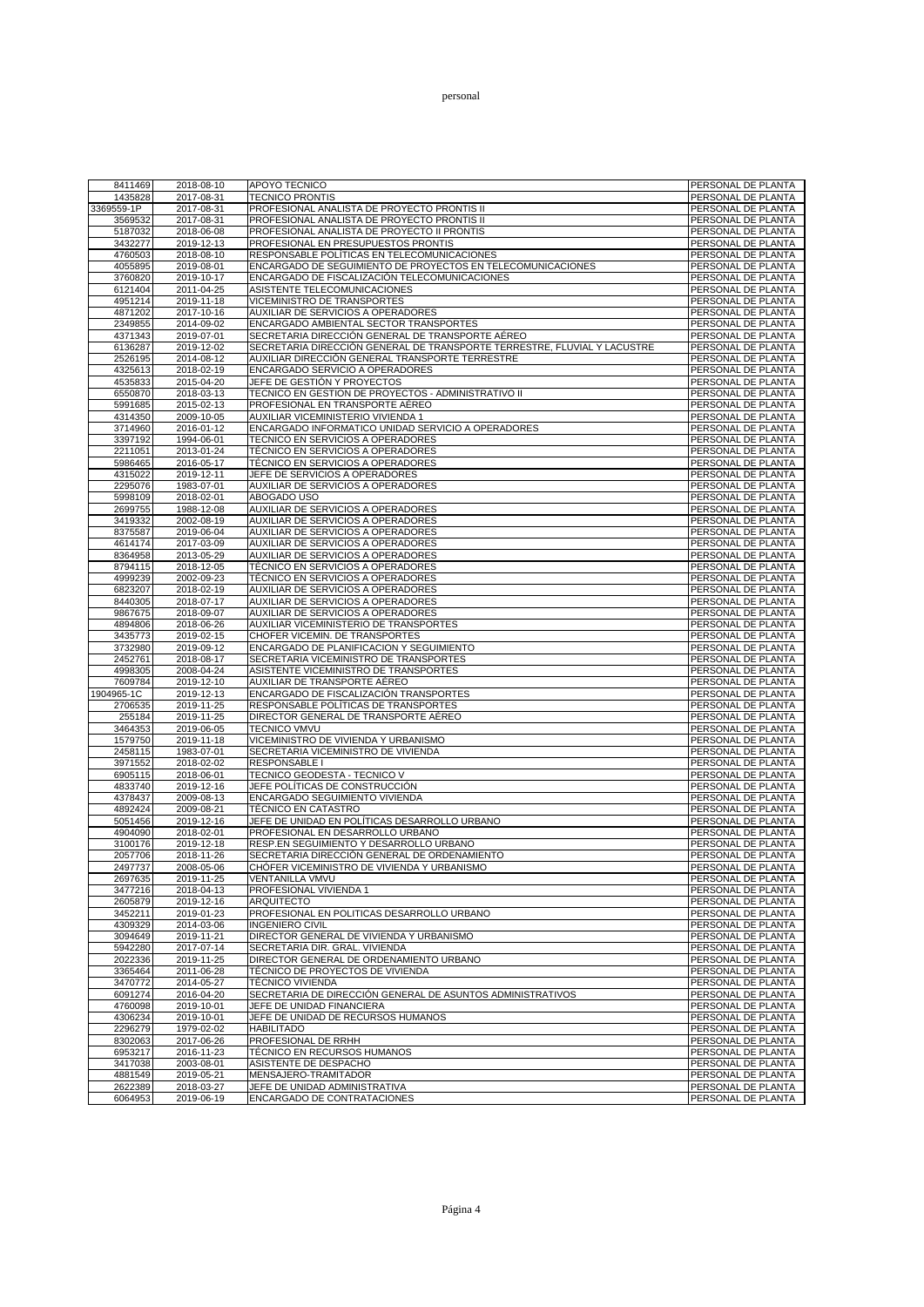| | | | |
|---|---|---|---|
| 8411469 | 2018-08-10 | APOYO TECNICO | PERSONAL DE PLANTA |
| 1435828 | 2017-08-31 | TECNICO PRONTIS | PERSONAL DE PLANTA |
| 3369559-1P | 2017-08-31 | PROFESIONAL ANALISTA DE PROYECTO PRONTIS II | PERSONAL DE PLANTA |
| 3569532 | 2017-08-31 | PROFESIONAL ANALISTA DE PROYECTO PRONTIS II | PERSONAL DE PLANTA |
| 5187032 | 2018-06-08 | PROFESIONAL ANALISTA DE PROYECTO II PRONTIS | PERSONAL DE PLANTA |
| 3432277 | 2019-12-13 | PROFESIONAL EN PRESUPUESTOS PRONTIS | PERSONAL DE PLANTA |
| 4760503 | 2018-08-10 | RESPONSABLE POLÍTICAS EN TELECOMUNICACIONES | PERSONAL DE PLANTA |
| 4055895 | 2019-08-01 | ENCARGADO DE SEGUIMIENTO DE PROYECTOS EN TELECOMUNICACIONES | PERSONAL DE PLANTA |
| 3760820 | 2019-10-17 | ENCARGADO DE FISCALIZACIÓN TELECOMUNICACIONES | PERSONAL DE PLANTA |
| 6121404 | 2011-04-25 | ASISTENTE TELECOMUNICACIONES | PERSONAL DE PLANTA |
| 4951214 | 2019-11-18 | VICEMINISTRO DE TRANSPORTES | PERSONAL DE PLANTA |
| 4871202 | 2017-10-16 | AUXILIAR DE SERVICIOS A OPERADORES | PERSONAL DE PLANTA |
| 2349855 | 2014-09-02 | ENCARGADO AMBIENTAL SECTOR TRANSPORTES | PERSONAL DE PLANTA |
| 4371343 | 2019-07-01 | SECRETARIA DIRECCIÓN GENERAL DE TRANSPORTE AÉREO | PERSONAL DE PLANTA |
| 6136287 | 2019-12-02 | SECRETARIA DIRECCIÓN GENERAL DE TRANSPORTE TERRESTRE, FLUVIAL Y LACUSTRE | PERSONAL DE PLANTA |
| 2526195 | 2014-08-12 | AUXILIAR DIRECCIÓN GENERAL TRANSPORTE TERRESTRE | PERSONAL DE PLANTA |
| 4325613 | 2018-02-19 | ENCARGADO SERVICIO A OPERADORES | PERSONAL DE PLANTA |
| 4535833 | 2015-04-20 | JEFE DE GESTIÓN Y PROYECTOS | PERSONAL DE PLANTA |
| 6550870 | 2018-03-13 | TECNICO EN GESTION DE PROYECTOS - ADMINISTRATIVO II | PERSONAL DE PLANTA |
| 5991685 | 2015-02-13 | PROFESIONAL EN TRANSPORTE AÉREO | PERSONAL DE PLANTA |
| 4314350 | 2009-10-05 | AUXILIAR VICEMINISTERIO VIVIENDA 1 | PERSONAL DE PLANTA |
| 3714960 | 2016-01-12 | ENCARGADO INFORMATICO UNIDAD SERVICIO A OPERADORES | PERSONAL DE PLANTA |
| 3397192 | 1994-06-01 | TECNICO EN SERVICIOS A OPERADORES | PERSONAL DE PLANTA |
| 2211051 | 2013-01-24 | TÉCNICO EN SERVICIOS A OPERADORES | PERSONAL DE PLANTA |
| 5986465 | 2016-05-17 | TÉCNICO EN SERVICIOS A OPERADORES | PERSONAL DE PLANTA |
| 4315022 | 2019-12-11 | JEFE DE SERVICIOS A OPERADORES | PERSONAL DE PLANTA |
| 2295076 | 1983-07-01 | AUXILIAR DE SERVICIOS A OPERADORES | PERSONAL DE PLANTA |
| 5998109 | 2018-02-01 | ABOGADO USO | PERSONAL DE PLANTA |
| 2699755 | 1988-12-08 | AUXILIAR DE SERVICIOS A OPERADORES | PERSONAL DE PLANTA |
| 3419332 | 2002-08-19 | AUXILIAR DE SERVICIOS A OPERADORES | PERSONAL DE PLANTA |
| 8375587 | 2019-06-04 | AUXILIAR DE SERVICIOS A OPERADORES | PERSONAL DE PLANTA |
| 4614174 | 2017-03-09 | AUXILIAR DE SERVICIOS A OPERADORES | PERSONAL DE PLANTA |
| 8364958 | 2013-05-29 | AUXILIAR DE SERVICIOS A OPERADORES | PERSONAL DE PLANTA |
| 8794115 | 2018-12-05 | TÉCNICO EN SERVICIOS A OPERADORES | PERSONAL DE PLANTA |
| 4999239 | 2002-09-23 | TÉCNICO EN SERVICIOS A OPERADORES | PERSONAL DE PLANTA |
| 6823207 | 2018-02-19 | AUXILIAR DE SERVICIOS A OPERADORES | PERSONAL DE PLANTA |
| 8440305 | 2018-07-17 | AUXILIAR DE SERVICIOS A OPERADORES | PERSONAL DE PLANTA |
| 9867675 | 2018-09-07 | AUXILIAR DE SERVICIOS A OPERADORES | PERSONAL DE PLANTA |
| 4894806 | 2018-06-26 | AUXILIAR VICEMINISTERIO DE TRANSPORTES | PERSONAL DE PLANTA |
| 3435773 | 2019-02-15 | CHOFER VICEMIN. DE TRANSPORTES | PERSONAL DE PLANTA |
| 3732980 | 2019-09-12 | ENCARGADO DE PLANIFICACION Y SEGUIMIENTO | PERSONAL DE PLANTA |
| 2452761 | 2018-08-17 | SECRETARIA VICEMINISTRO DE TRANSPORTES | PERSONAL DE PLANTA |
| 4998305 | 2008-04-24 | ASISTENTE VICEMINISTRO DE TRANSPORTES | PERSONAL DE PLANTA |
| 7609784 | 2019-12-10 | AUXILIAR DE TRANSPORTE AÉREO | PERSONAL DE PLANTA |
| 1904965-1C | 2019-12-13 | ENCARGADO DE FISCALIZACIÓN TRANSPORTES | PERSONAL DE PLANTA |
| 2706535 | 2019-11-25 | RESPONSABLE POLÍTICAS DE TRANSPORTES | PERSONAL DE PLANTA |
| 255184 | 2019-11-25 | DIRECTOR GENERAL DE TRANSPORTE AÉREO | PERSONAL DE PLANTA |
| 3464353 | 2019-06-05 | TECNICO VMVU | PERSONAL DE PLANTA |
| 1579750 | 2019-11-18 | VICEMINISTRO DE VIVIENDA Y URBANISMO | PERSONAL DE PLANTA |
| 2458115 | 1983-07-01 | SECRETARIA VICEMINISTRO DE VIVIENDA | PERSONAL DE PLANTA |
| 3971552 | 2018-02-02 | RESPONSABLE I | PERSONAL DE PLANTA |
| 6905115 | 2018-06-01 | TECNICO GEODESTA - TECNICO V | PERSONAL DE PLANTA |
| 4833740 | 2019-12-16 | JEFE POLÍTICAS DE CONSTRUCCIÓN | PERSONAL DE PLANTA |
| 4378437 | 2009-08-13 | ENCARGADO SEGUIMIENTO VIVIENDA | PERSONAL DE PLANTA |
| 4892424 | 2009-08-21 | TÉCNICO EN CATASTRO | PERSONAL DE PLANTA |
| 5051456 | 2019-12-16 | JEFE DE UNIDAD EN POLÍTICAS DESARROLLO URBANO | PERSONAL DE PLANTA |
| 4904090 | 2018-02-01 | PROFESIONAL EN DESARROLLO URBANO | PERSONAL DE PLANTA |
| 3100176 | 2019-12-18 | RESP.EN SEGUIMIENTO Y DESARROLLO URBANO | PERSONAL DE PLANTA |
| 2057706 | 2018-11-26 | SECRETARIA DIRECCIÓN GENERAL DE ORDENAMIENTO | PERSONAL DE PLANTA |
| 2497737 | 2008-05-06 | CHÓFER VICEMINISTRO DE VIVIENDA Y URBANISMO | PERSONAL DE PLANTA |
| 2697635 | 2019-11-25 | VENTANILLA VMVU | PERSONAL DE PLANTA |
| 3477216 | 2018-04-13 | PROFESIONAL VIVIENDA 1 | PERSONAL DE PLANTA |
| 2605879 | 2019-12-16 | ARQUITECTO | PERSONAL DE PLANTA |
| 3452211 | 2019-01-23 | PROFESIONAL EN POLITICAS DESARROLLO URBANO | PERSONAL DE PLANTA |
| 4309329 | 2014-03-06 | INGENIERO CIVIL | PERSONAL DE PLANTA |
| 3094649 | 2019-11-21 | DIRECTOR GENERAL DE VIVIENDA Y URBANISMO | PERSONAL DE PLANTA |
| 5942280 | 2017-07-14 | SECRETARIA DIR. GRAL. VIVIENDA | PERSONAL DE PLANTA |
| 2022336 | 2019-11-25 | DIRECTOR GENERAL DE ORDENAMIENTO URBANO | PERSONAL DE PLANTA |
| 3365464 | 2011-06-28 | TÉCNICO DE PROYECTOS DE VIVIENDA | PERSONAL DE PLANTA |
| 3470772 | 2014-05-27 | TÉCNICO VIVIENDA | PERSONAL DE PLANTA |
| 6091274 | 2016-04-20 | SECRETARIA DE DIRECCIÓN GENERAL DE ASUNTOS ADMINISTRATIVOS | PERSONAL DE PLANTA |
| 4760098 | 2019-10-01 | JEFE DE UNIDAD FINANCIERA | PERSONAL DE PLANTA |
| 4306234 | 2019-10-01 | JEFE DE UNIDAD DE RECURSOS HUMANOS | PERSONAL DE PLANTA |
| 2296279 | 1979-02-02 | HABILITADO | PERSONAL DE PLANTA |
| 8302063 | 2017-06-26 | PROFESIONAL DE RRHH | PERSONAL DE PLANTA |
| 6953217 | 2016-11-23 | TÉCNICO EN RECURSOS HUMANOS | PERSONAL DE PLANTA |
| 3417038 | 2003-08-01 | ASISTENTE DE DESPACHO | PERSONAL DE PLANTA |
| 4881549 | 2019-05-21 | MENSAJERO-TRAMITADOR | PERSONAL DE PLANTA |
| 2622389 | 2018-03-27 | JEFE DE UNIDAD ADMINISTRATIVA | PERSONAL DE PLANTA |
| 6064953 | 2019-06-19 | ENCARGADO DE CONTRATACIONES | PERSONAL DE PLANTA |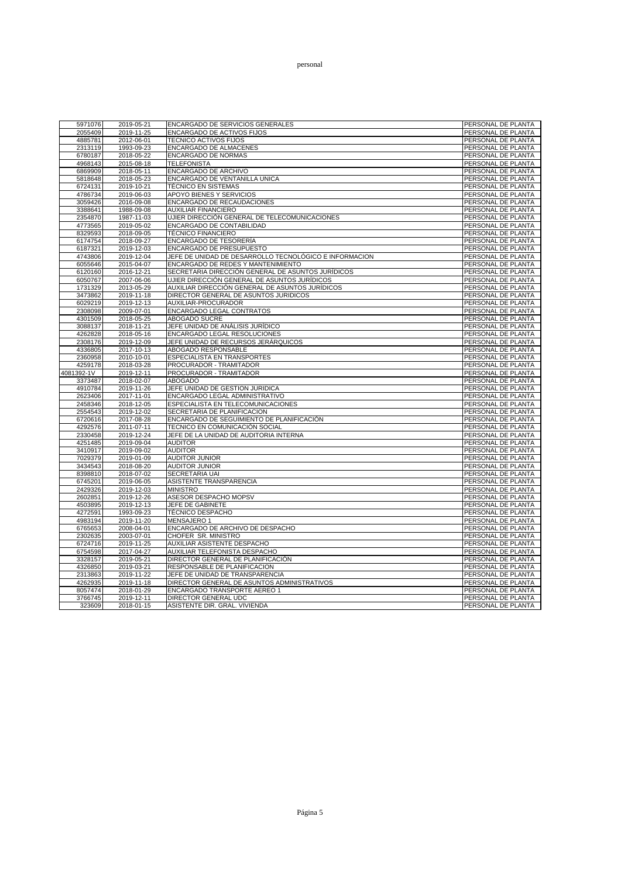| | | | |
|---|---|---|---|
| 5971076 | 2019-05-21 | ENCARGADO DE SERVICIOS GENERALES | PERSONAL DE PLANTA |
| 2055409 | 2019-11-25 | ENCARGADO DE ACTIVOS FIJOS | PERSONAL DE PLANTA |
| 4885781 | 2012-06-01 | TECNICO ACTIVOS FIJOS | PERSONAL DE PLANTA |
| 2313119 | 1993-09-23 | ENCARGADO DE ALMACENES | PERSONAL DE PLANTA |
| 6780187 | 2018-05-22 | ENCARGADO DE NORMAS | PERSONAL DE PLANTA |
| 4968143 | 2015-08-18 | TELEFONISTA | PERSONAL DE PLANTA |
| 6869909 | 2018-05-11 | ENCARGADO DE ARCHIVO | PERSONAL DE PLANTA |
| 5818648 | 2018-05-23 | ENCARGADO DE VENTANILLA UNICA | PERSONAL DE PLANTA |
| 6724131 | 2019-10-21 | TÉCNICO EN SISTEMAS | PERSONAL DE PLANTA |
| 4786734 | 2019-06-03 | APOYO BIENES Y SERVICIOS | PERSONAL DE PLANTA |
| 3059426 | 2016-09-08 | ENCARGADO DE RECAUDACIONES | PERSONAL DE PLANTA |
| 3388641 | 1988-09-08 | AUXILIAR FINANCIERO | PERSONAL DE PLANTA |
| 2354870 | 1987-11-03 | UJIER DIRECCIÓN GENERAL DE TELECOMUNICACIONES | PERSONAL DE PLANTA |
| 4773565 | 2019-05-02 | ENCARGADO DE CONTABILIDAD | PERSONAL DE PLANTA |
| 8329593 | 2018-09-05 | TÉCNICO FINANCIERO | PERSONAL DE PLANTA |
| 6174754 | 2018-09-27 | ENCARGADO DE TESORERÍA | PERSONAL DE PLANTA |
| 6187321 | 2019-12-03 | ENCARGADO DE PRESUPUESTO | PERSONAL DE PLANTA |
| 4743806 | 2019-12-04 | JEFE DE UNIDAD DE DESARROLLO TECNOLÓGICO E INFORMACION | PERSONAL DE PLANTA |
| 6055646 | 2015-04-07 | ENCARGADO DE REDES Y MANTENIMIENTO | PERSONAL DE PLANTA |
| 6120160 | 2016-12-21 | SECRETARIA DIRECCIÓN GENERAL DE ASUNTOS JURÍDICOS | PERSONAL DE PLANTA |
| 6050767 | 2007-06-06 | UJIER DIRECCIÓN GENERAL DE ASUNTOS JURÍDICOS | PERSONAL DE PLANTA |
| 1731329 | 2013-05-29 | AUXILIAR DIRECCIÓN GENERAL DE ASUNTOS JURÍDICOS | PERSONAL DE PLANTA |
| 3473862 | 2019-11-18 | DIRECTOR GENERAL DE ASUNTOS JURIDICOS | PERSONAL DE PLANTA |
| 6029219 | 2019-12-13 | AUXILIAR-PROCURADOR | PERSONAL DE PLANTA |
| 2308098 | 2009-07-01 | ENCARGADO LEGAL CONTRATOS | PERSONAL DE PLANTA |
| 4301509 | 2018-05-25 | ABOGADO SUCRE | PERSONAL DE PLANTA |
| 3088137 | 2018-11-21 | JEFE UNIDAD DE ANÁLISIS JURÍDICO | PERSONAL DE PLANTA |
| 4262828 | 2018-05-16 | ENCARGADO LEGAL RESOLUCIONES | PERSONAL DE PLANTA |
| 2308176 | 2019-12-09 | JEFE UNIDAD DE RECURSOS JERÁRQUICOS | PERSONAL DE PLANTA |
| 4336805 | 2017-10-13 | ABOGADO RESPONSABLE | PERSONAL DE PLANTA |
| 2360958 | 2010-10-01 | ESPECIALISTA EN TRANSPORTES | PERSONAL DE PLANTA |
| 4259178 | 2018-03-28 | PROCURADOR - TRAMITADOR | PERSONAL DE PLANTA |
| 4081392-1V | 2019-12-11 | PROCURADOR - TRAMITADOR | PERSONAL DE PLANTA |
| 3373487 | 2018-02-07 | ABOGADO | PERSONAL DE PLANTA |
| 4910784 | 2019-11-26 | JEFE UNIDAD DE GESTION JURIDICA | PERSONAL DE PLANTA |
| 2623406 | 2017-11-01 | ENCARGADO LEGAL ADMINISTRATIVO | PERSONAL DE PLANTA |
| 2458346 | 2018-12-05 | ESPECIALISTA EN TELECOMUNICACIONES | PERSONAL DE PLANTA |
| 2554543 | 2019-12-02 | SECRETARIA DE PLANIFICACION | PERSONAL DE PLANTA |
| 6720616 | 2017-08-28 | ENCARGADO DE SEGUIMIENTO DE PLANIFICACIÓN | PERSONAL DE PLANTA |
| 4292576 | 2011-07-11 | TECNICO EN COMUNICACIÓN SOCIAL | PERSONAL DE PLANTA |
| 2330458 | 2019-12-24 | JEFE DE LA UNIDAD DE AUDITORIA INTERNA | PERSONAL DE PLANTA |
| 4251485 | 2019-09-04 | AUDITOR | PERSONAL DE PLANTA |
| 3410917 | 2019-09-02 | AUDITOR | PERSONAL DE PLANTA |
| 7029379 | 2019-01-09 | AUDITOR JUNIOR | PERSONAL DE PLANTA |
| 3434543 | 2018-08-20 | AUDITOR JUNIOR | PERSONAL DE PLANTA |
| 8398810 | 2018-07-02 | SECRETARIA UAI | PERSONAL DE PLANTA |
| 6745201 | 2019-06-05 | ASISTENTE TRANSPARENCIA | PERSONAL DE PLANTA |
| 2429326 | 2019-12-03 | MINISTRO | PERSONAL DE PLANTA |
| 2602851 | 2019-12-26 | ASESOR DESPACHO MOPSV | PERSONAL DE PLANTA |
| 4503895 | 2019-12-13 | JEFE DE GABINETE | PERSONAL DE PLANTA |
| 4272591 | 1993-09-23 | TÉCNICO DESPACHO | PERSONAL DE PLANTA |
| 4983194 | 2019-11-20 | MENSAJERO 1 | PERSONAL DE PLANTA |
| 6765653 | 2008-04-01 | ENCARGADO DE ARCHIVO DE DESPACHO | PERSONAL DE PLANTA |
| 2302635 | 2003-07-01 | CHOFER SR. MINISTRO | PERSONAL DE PLANTA |
| 6724716 | 2019-11-25 | AUXILIAR ASISTENTE DESPACHO | PERSONAL DE PLANTA |
| 6754598 | 2017-04-27 | AUXILIAR TELEFONISTA DESPACHO | PERSONAL DE PLANTA |
| 3328157 | 2019-05-21 | DIRECTOR GENERAL DE PLANIFICACIÓN | PERSONAL DE PLANTA |
| 4326850 | 2019-03-21 | RESPONSABLE DE PLANIFICACION | PERSONAL DE PLANTA |
| 2313863 | 2019-11-22 | JEFE DE UNIDAD DE TRANSPARENCIA | PERSONAL DE PLANTA |
| 4262935 | 2019-11-18 | DIRECTOR GENERAL DE ASUNTOS ADMINISTRATIVOS | PERSONAL DE PLANTA |
| 8057474 | 2018-01-29 | ENCARGADO TRANSPORTE AEREO 1 | PERSONAL DE PLANTA |
| 3766745 | 2019-12-11 | DIRECTOR GENERAL UDC | PERSONAL DE PLANTA |
| 323609 | 2018-01-15 | ASISTENTE DIR. GRAL. VIVIENDA | PERSONAL DE PLANTA |